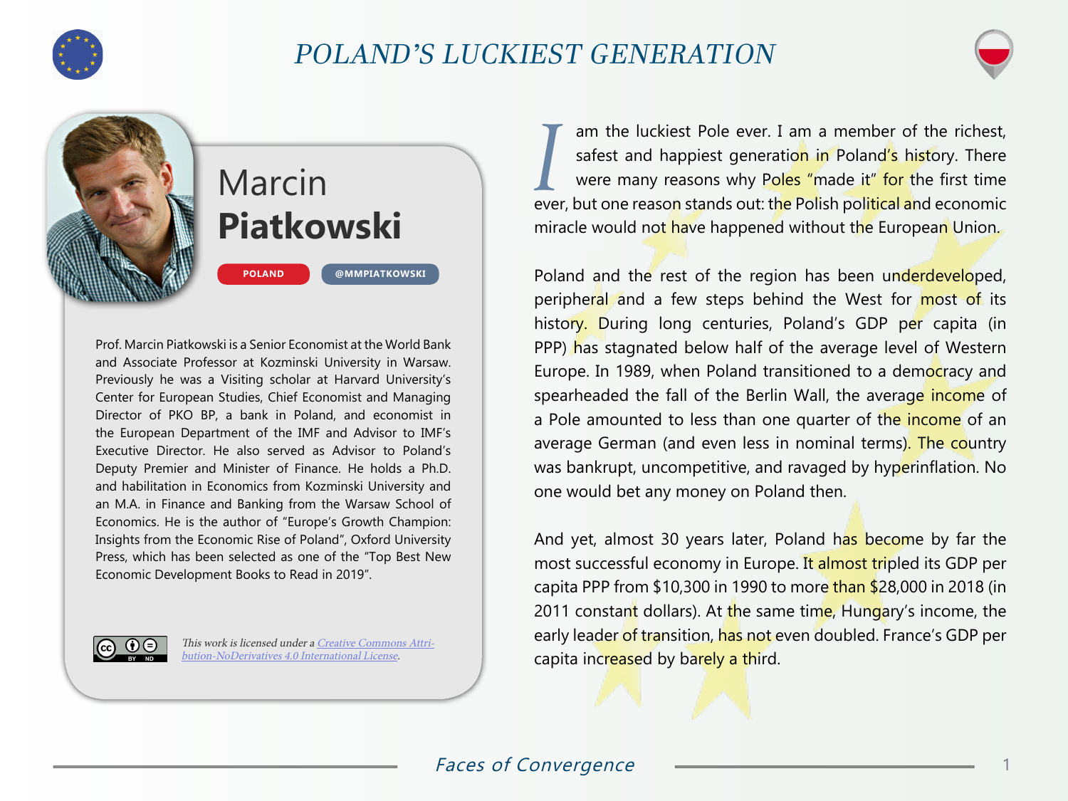# POLAND'S LUCKIEST GENERATION

## Marcin **Piatkowski**

POLAND | @MMPIATKOWSKI

Prof. Marcin Piatkowski is a Senior Economist at the World Bank and Associate Professor at Kozminski University in Warsaw. Previously he was a Visiting scholar at Harvard University's Center for European Studies, Chief Economist and Managing Director of PKO BP, a bank in Poland, and economist in the European Department of the IMF and Advisor to IMF's Executive Director. He also served as Advisor to Poland's Deputy Premier and Minister of Finance. He holds a Ph.D. and habilitation in Economics from Kozminski University and an M.A. in Finance and Banking from the Warsaw School of Economics. He is the author of "Europe's Growth Champion: Insights from the Economic Rise of Poland", Oxford University Press, which has been selected as one of the "Top Best New Economic Development Books to Read in 2019".

*This work is licensed under a [Creative Commons Attribution-NoDerivatives 4.0 International License](https://creativecommons.org/licenses/by-nd/4.0/).*

I am the luckiest Pole ever. I am a member of the richest, safest and happiest generation in Poland's history. There were many reasons why Poles "made it" for the first time ever, but one reason stands out: the Polish political and economic miracle would not have happened without the European Union.

Poland and the rest of the region has been underdeveloped, peripheral and a few steps behind the West for most of its history. During long centuries, Poland's GDP per capita (in PPP) has stagnated below half of the average level of Western Europe. In 1989, when Poland transitioned to a democracy and spearheaded the fall of the Berlin Wall, the average income of a Pole amounted to less than one quarter of the income of an average German (and even less in nominal terms). The country was bankrupt, uncompetitive, and ravaged by hyperinflation. No one would bet any money on Poland then.

And yet, almost 30 years later, Poland has become by far the most successful economy in Europe. It almost tripled its GDP per capita PPP from $10,300 in 1990 to more than $28,000 in 2018 (in 2011 constant dollars). At the same time, Hungary's income, the early leader of transition, has not even doubled. France's GDP per capita increased by barely a third.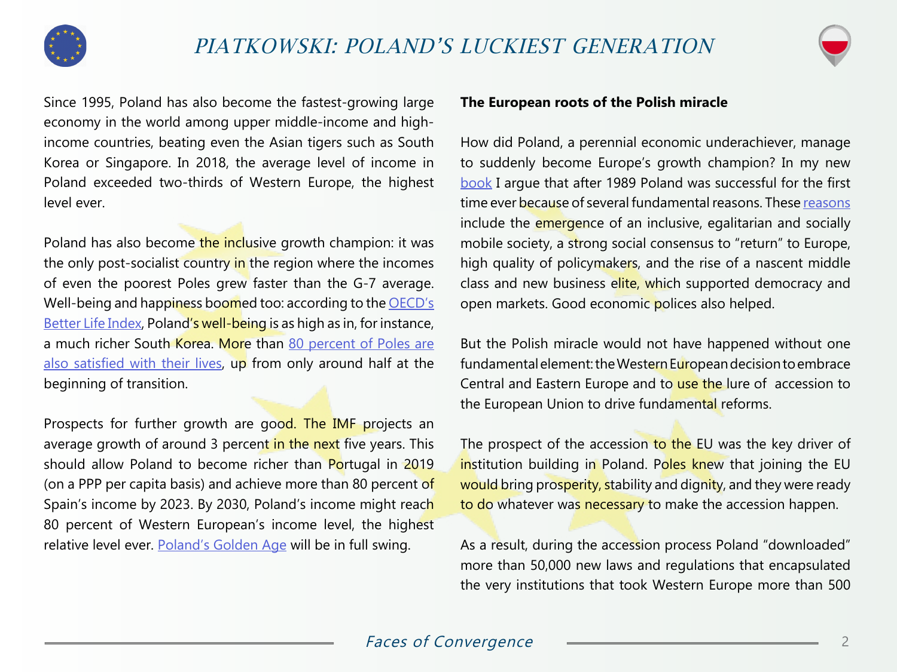Since 1995, Poland has also become the fastest-growing large economy in the world among upper middle-income and high-income countries, beating even the Asian tigers such as South Korea or Singapore. In 2018, the average level of income in Poland exceeded two-thirds of Western Europe, the highest level ever.

Poland has also become the inclusive growth champion: it was the only post-socialist country in the region where the incomes of even the poorest Poles grew faster than the G-7 average. Well-being and happiness boomed too: according to the OECD's Better Life Index, Poland's well-being is as high as in, for instance, a much richer South Korea. More than 80 percent of Poles are also satisfied with their lives, up from only around half at the beginning of transition.

Prospects for further growth are good. The IMF projects an average growth of around 3 percent in the next five years. This should allow Poland to become richer than Portugal in 2019 (on a PPP per capita basis) and achieve more than 80 percent of Spain's income by 2023. By 2030, Poland's income might reach 80 percent of Western European's income level, the highest relative level ever. Poland's Golden Age will be in full swing.

**The European roots of the Polish miracle**

How did Poland, a perennial economic underachiever, manage to suddenly become Europe's growth champion? In my new book I argue that after 1989 Poland was successful for the first time ever because of several fundamental reasons. These reasons include the emergence of an inclusive, egalitarian and socially mobile society, a strong social consensus to "return" to Europe, high quality of policymakers, and the rise of a nascent middle class and new business elite, which supported democracy and open markets. Good economic polices also helped.

But the Polish miracle would not have happened without one fundamental element: the Western European decision to embrace Central and Eastern Europe and to use the lure of accession to the European Union to drive fundamental reforms.

The prospect of the accession to the EU was the key driver of institution building in Poland. Poles knew that joining the EU would bring prosperity, stability and dignity, and they were ready to do whatever was necessary to make the accession happen.

As a result, during the accession process Poland "downloaded" more than 50,000 new laws and regulations that encapsulated the very institutions that took Western Europe more than 500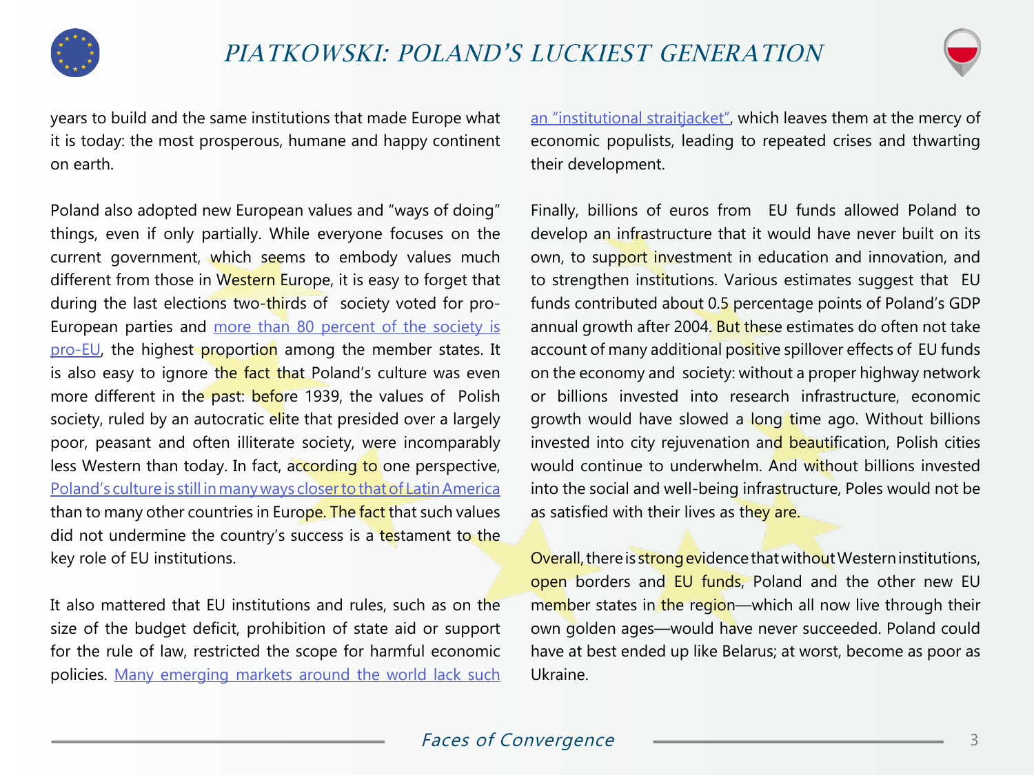years to build and the same institutions that made Europe what it is today: the most prosperous, humane and happy continent on earth.

Poland also adopted new European values and "ways of doing" things, even if only partially. While everyone focuses on the current government, which seems to embody values much different from those in Western Europe, it is easy to forget that during the last elections two-thirds of society voted for pro-European parties and more than 80 percent of the society is pro-EU, the highest proportion among the member states. It is also easy to ignore the fact that Poland's culture was even more different in the past: before 1939, the values of Polish society, ruled by an autocratic elite that presided over a largely poor, peasant and often illiterate society, were incomparably less Western than today. In fact, according to one perspective, Poland's culture is still in many ways closer to that of Latin America than to many other countries in Europe. The fact that such values did not undermine the country's success is a testament to the key role of EU institutions.

It also mattered that EU institutions and rules, such as on the size of the budget deficit, prohibition of state aid or support for the rule of law, restricted the scope for harmful economic policies. Many emerging markets around the world lack such an "institutional straitjacket", which leaves them at the mercy of economic populists, leading to repeated crises and thwarting their development.

Finally, billions of euros from EU funds allowed Poland to develop an infrastructure that it would have never built on its own, to support investment in education and innovation, and to strengthen institutions. Various estimates suggest that EU funds contributed about 0.5 percentage points of Poland's GDP annual growth after 2004. But these estimates do often not take account of many additional positive spillover effects of EU funds on the economy and society: without a proper highway network or billions invested into research infrastructure, economic growth would have slowed a long time ago. Without billions invested into city rejuvenation and beautification, Polish cities would continue to underwhelm. And without billions invested into the social and well-being infrastructure, Poles would not be as satisfied with their lives as they are.

Overall, there is strong evidence that without Western institutions, open borders and EU funds, Poland and the other new EU member states in the region—which all now live through their own golden ages—would have never succeeded. Poland could have at best ended up like Belarus; at worst, become as poor as Ukraine.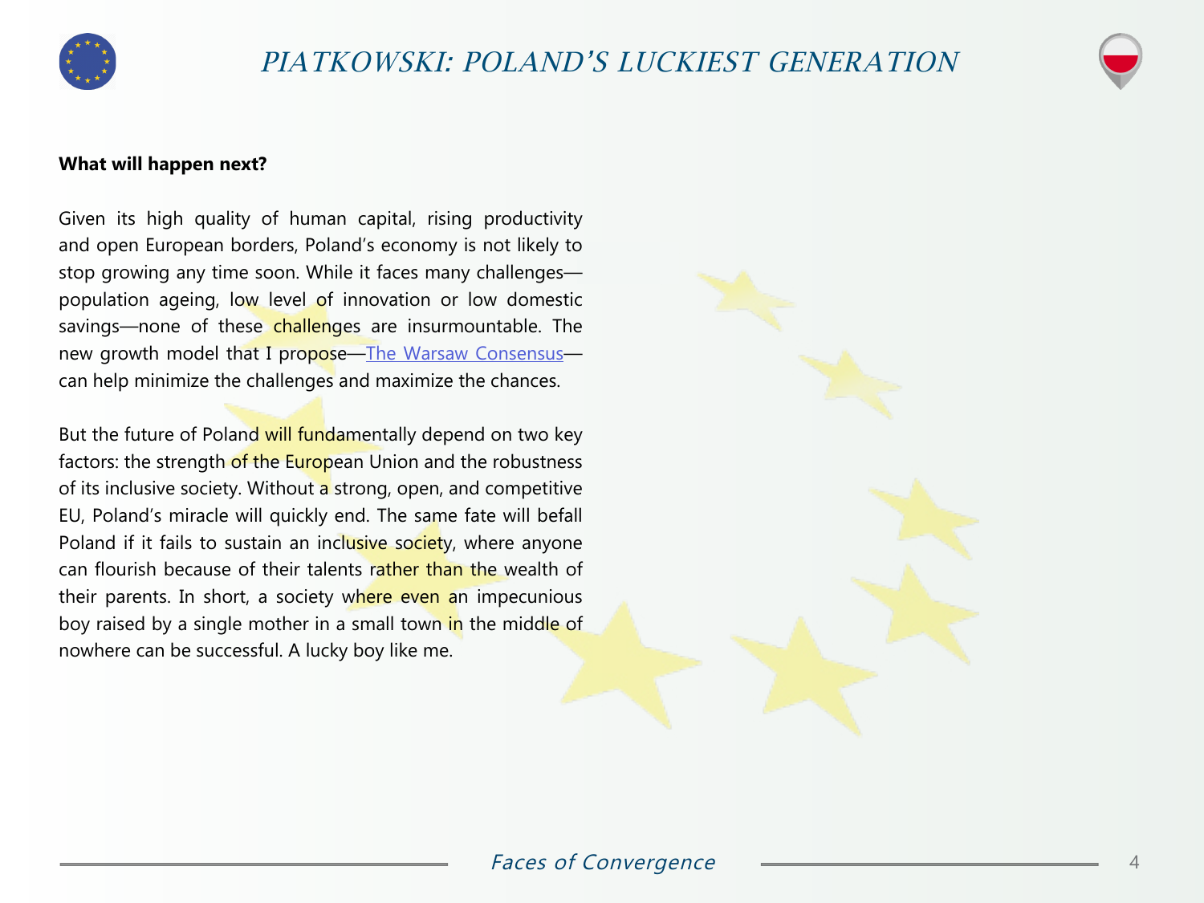**What will happen next?**

Given its high quality of human capital, rising productivity and open European borders, Poland's economy is not likely to stop growing any time soon. While it faces many challenges—population ageing, low level of innovation or low domestic savings—none of these challenges are insurmountable. The new growth model that I propose—The Warsaw Consensus—can help minimize the challenges and maximize the chances.

But the future of Poland will fundamentally depend on two key factors: the strength of the European Union and the robustness of its inclusive society. Without a strong, open, and competitive EU, Poland's miracle will quickly end. The same fate will befall Poland if it fails to sustain an inclusive society, where anyone can flourish because of their talents rather than the wealth of their parents. In short, a society where even an impecunious boy raised by a single mother in a small town in the middle of nowhere can be successful. A lucky boy like me.